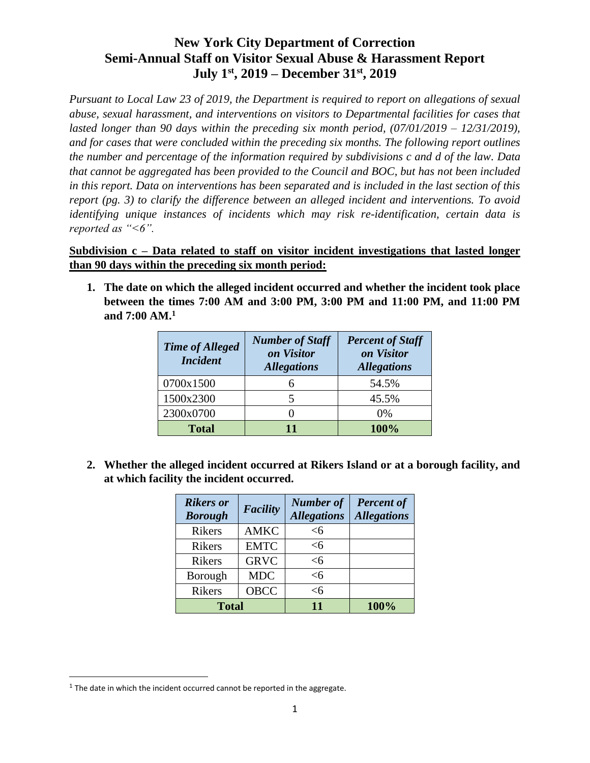# New York City Department of Correction
# Semi-Annual Staff on Visitor Sexual Abuse & Harassment Report
# July 1st, 2019 – December 31st, 2019

*Pursuant to Local Law 23 of 2019, the Department is required to report on allegations of sexual abuse, sexual harassment, and interventions on visitors to Departmental facilities for cases that lasted longer than 90 days within the preceding six month period, (07/01/2019 – 12/31/2019), and for cases that were concluded within the preceding six months. The following report outlines the number and percentage of the information required by subdivisions c and d of the law. Data that cannot be aggregated has been provided to the Council and BOC, but has not been included in this report. Data on interventions has been separated and is included in the last section of this report (pg. 3) to clarify the difference between an alleged incident and interventions. To avoid identifying unique instances of incidents which may risk re-identification, certain data is reported as "<6".*

**Subdivision c – Data related to staff on visitor incident investigations that lasted longer than 90 days within the preceding six month period:**

1. **The date on which the alleged incident occurred and whether the incident took place between the times 7:00 AM and 3:00 PM, 3:00 PM and 11:00 PM, and 11:00 PM and 7:00 AM.[1]**

| *Time of Alleged Incident* | *Number of Staff on Visitor Allegations* | *Percent of Staff on Visitor Allegations* |
|---|---|---|
| 0700x1500 | 6 | 54.5% |
| 1500x2300 | 5 | 45.5% |
| 2300x0700 | 0 | 0% |
| **Total** | **11** | **100%** |

2. **Whether the alleged incident occurred at Rikers Island or at a borough facility, and at which facility the incident occurred.**

| *Rikers or Borough* | *Facility* | *Number of Allegations* | *Percent of Allegations* |
|---|---|---|---|
| Rikers | AMKC | <6 | |
| Rikers | EMTC | <6 | |
| Rikers | GRVC | <6 | |
| Borough | MDC | <6 | |
| Rikers | OBCC | <6 | |
| **Total** | | **11** | **100%** |

[1] The date in which the incident occurred cannot be reported in the aggregate.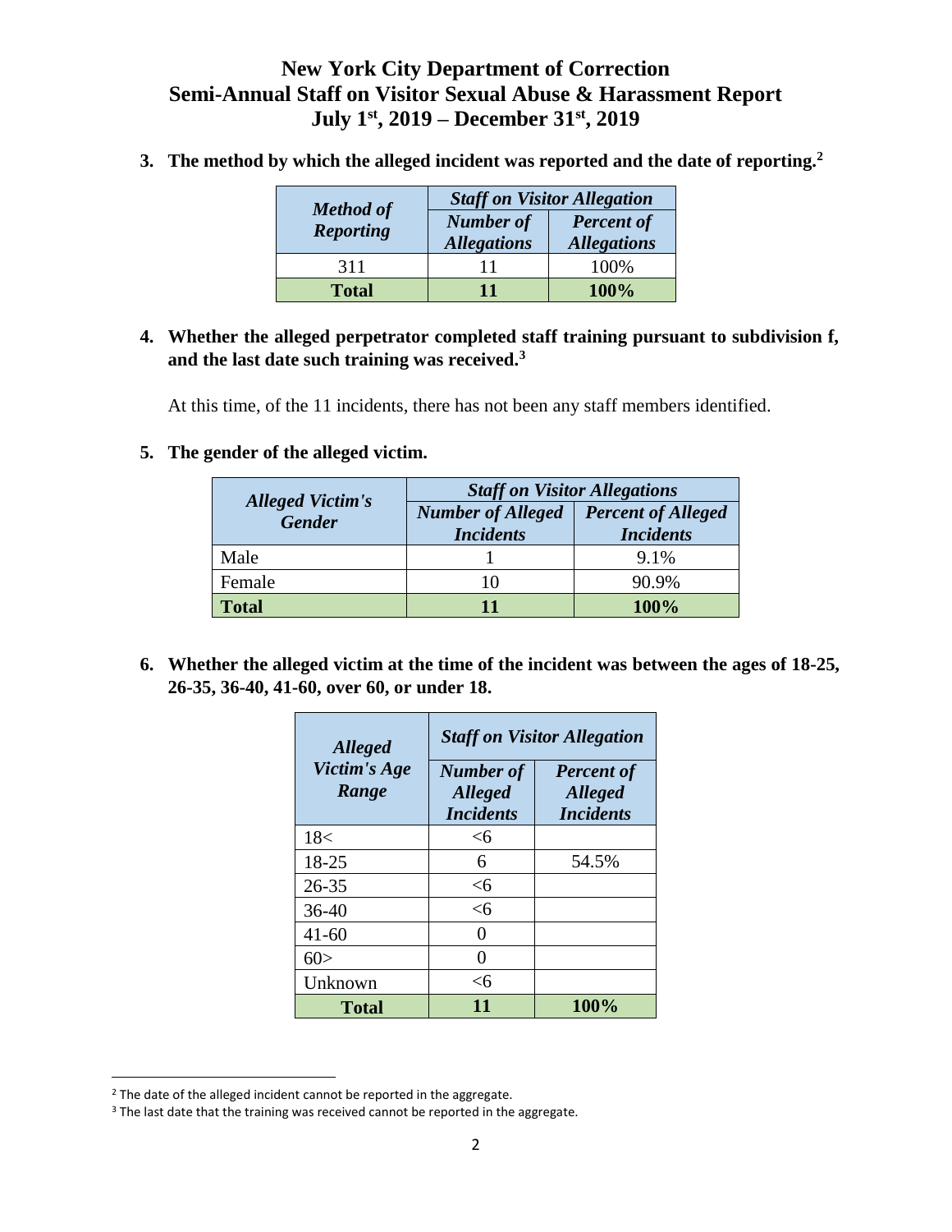# New York City Department of Correction
# Semi-Annual Staff on Visitor Sexual Abuse & Harassment Report
# July 1st, 2019 – December 31st, 2019

**3. The method by which the alleged incident was reported and the date of reporting.[2]**

| *Method of Reporting* | *Staff on Visitor Allegation* | |
|---|---|---|
| | *Number of Allegations* | *Percent of Allegations* |
| 311 | 11 | 100% |
| **Total** | **11** | **100%** |

**4. Whether the alleged perpetrator completed staff training pursuant to subdivision f, and the last date such training was received.[3]**

At this time, of the 11 incidents, there has not been any staff members identified.

**5. The gender of the alleged victim.**

| *Alleged Victim's Gender* | *Staff on Visitor Allegations* | |
|---|---|---|
| | *Number of Alleged Incidents* | *Percent of Alleged Incidents* |
| Male | 1 | 9.1% |
| Female | 10 | 90.9% |
| **Total** | **11** | **100%** |

**6. Whether the alleged victim at the time of the incident was between the ages of 18-25, 26-35, 36-40, 41-60, over 60, or under 18.**

| *Alleged Victim's Age Range* | *Staff on Visitor Allegation* | |
|---|---|---|
| | *Number of Alleged Incidents* | *Percent of Alleged Incidents* |
| 18< | <6 | |
| 18-25 | 6 | 54.5% |
| 26-35 | <6 | |
| 36-40 | <6 | |
| 41-60 | 0 | |
| 60> | 0 | |
| Unknown | <6 | |
| **Total** | **11** | **100%** |

---

[2] The date of the alleged incident cannot be reported in the aggregate.

[3] The last date that the training was received cannot be reported in the aggregate.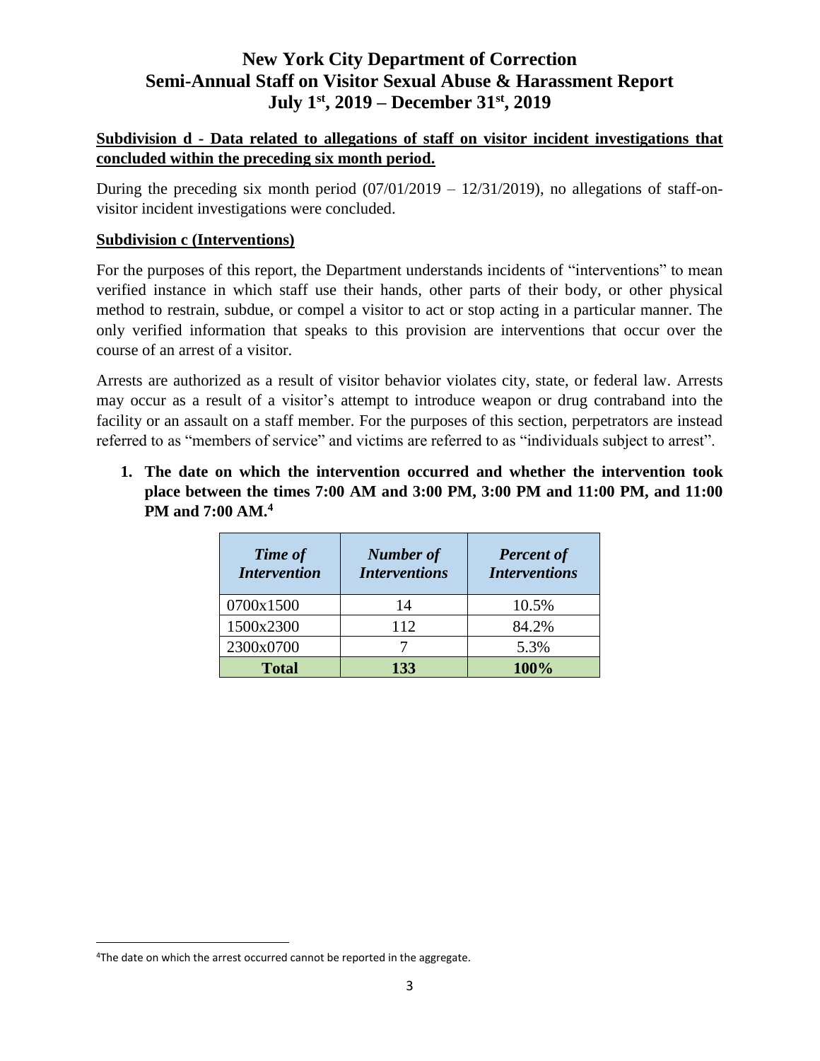# New York City Department of Correction
# Semi-Annual Staff on Visitor Sexual Abuse & Harassment Report
# July 1st, 2019 – December 31st, 2019

**Subdivision d - Data related to allegations of staff on visitor incident investigations that concluded within the preceding six month period.**

During the preceding six month period (07/01/2019 – 12/31/2019), no allegations of staff-on-visitor incident investigations were concluded.

**Subdivision c (Interventions)**

For the purposes of this report, the Department understands incidents of "interventions" to mean verified instance in which staff use their hands, other parts of their body, or other physical method to restrain, subdue, or compel a visitor to act or stop acting in a particular manner. The only verified information that speaks to this provision are interventions that occur over the course of an arrest of a visitor.

Arrests are authorized as a result of visitor behavior violates city, state, or federal law. Arrests may occur as a result of a visitor's attempt to introduce weapon or drug contraband into the facility or an assault on a staff member. For the purposes of this section, perpetrators are instead referred to as "members of service" and victims are referred to as "individuals subject to arrest".

1. **The date on which the intervention occurred and whether the intervention took place between the times 7:00 AM and 3:00 PM, 3:00 PM and 11:00 PM, and 11:00 PM and 7:00 AM.[4]**

| *Time of Intervention* | *Number of Interventions* | *Percent of Interventions* |
|---|---|---|
| 0700x1500 | 14 | 10.5% |
| 1500x2300 | 112 | 84.2% |
| 2300x0700 | 7 | 5.3% |
| **Total** | **133** | **100%** |

[4]The date on which the arrest occurred cannot be reported in the aggregate.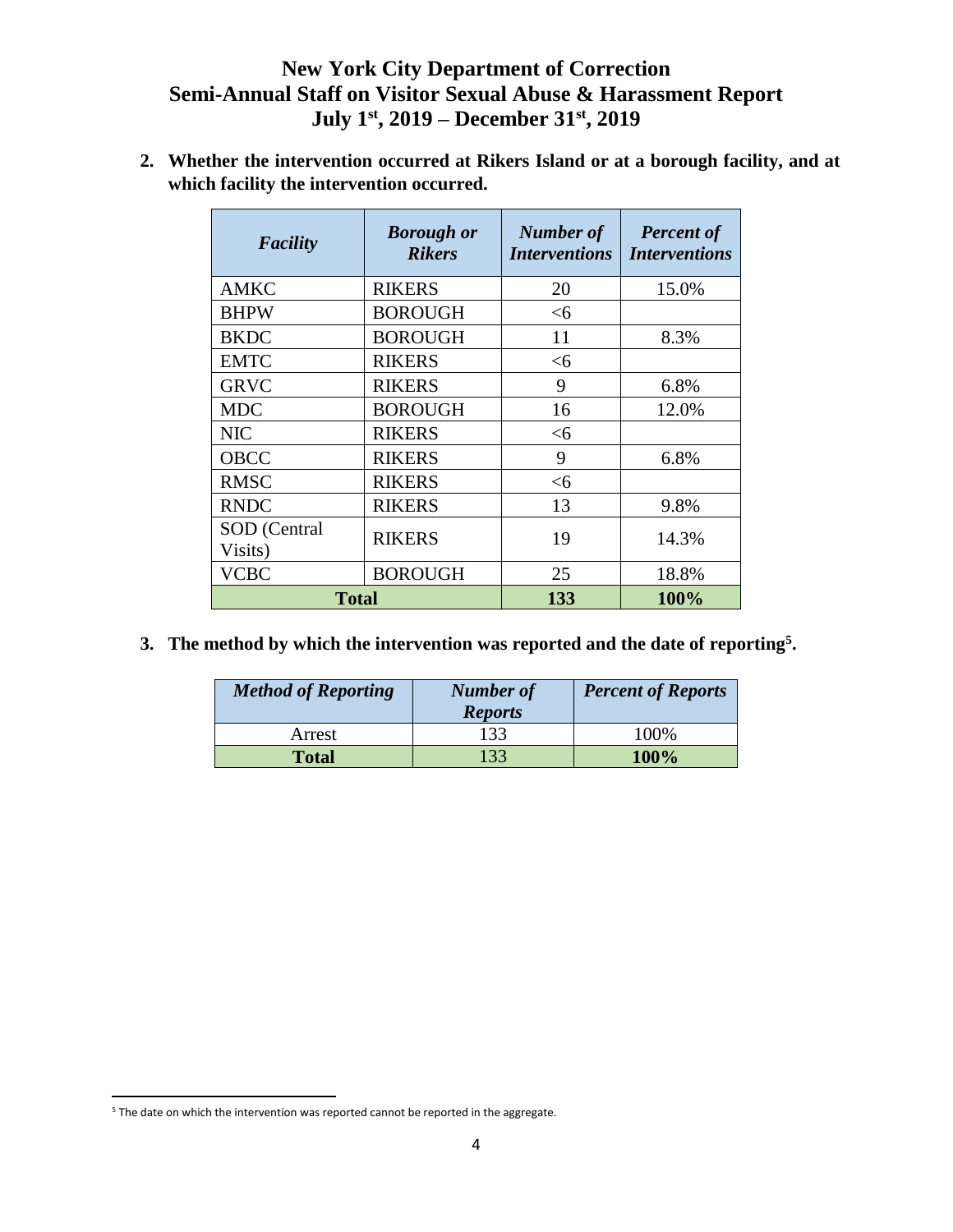# New York City Department of Correction
# Semi-Annual Staff on Visitor Sexual Abuse & Harassment Report
# July 1st, 2019 – December 31st, 2019

**2. Whether the intervention occurred at Rikers Island or at a borough facility, and at which facility the intervention occurred.**

| *Facility* | *Borough or Rikers* | *Number of Interventions* | *Percent of Interventions* |
|---|---|---|---|
| AMKC | RIKERS | 20 | 15.0% |
| BHPW | BOROUGH | <6 | |
| BKDC | BOROUGH | 11 | 8.3% |
| EMTC | RIKERS | <6 | |
| GRVC | RIKERS | 9 | 6.8% |
| MDC | BOROUGH | 16 | 12.0% |
| NIC | RIKERS | <6 | |
| OBCC | RIKERS | 9 | 6.8% |
| RMSC | RIKERS | <6 | |
| RNDC | RIKERS | 13 | 9.8% |
| SOD (Central Visits) | RIKERS | 19 | 14.3% |
| VCBC | BOROUGH | 25 | 18.8% |
| **Total** | | **133** | **100%** |

**3. The method by which the intervention was reported and the date of reporting[5].**

| *Method of Reporting* | *Number of Reports* | *Percent of Reports* |
|---|---|---|
| Arrest | 133 | 100% |
| **Total** | 133 | **100%** |

[5] The date on which the intervention was reported cannot be reported in the aggregate.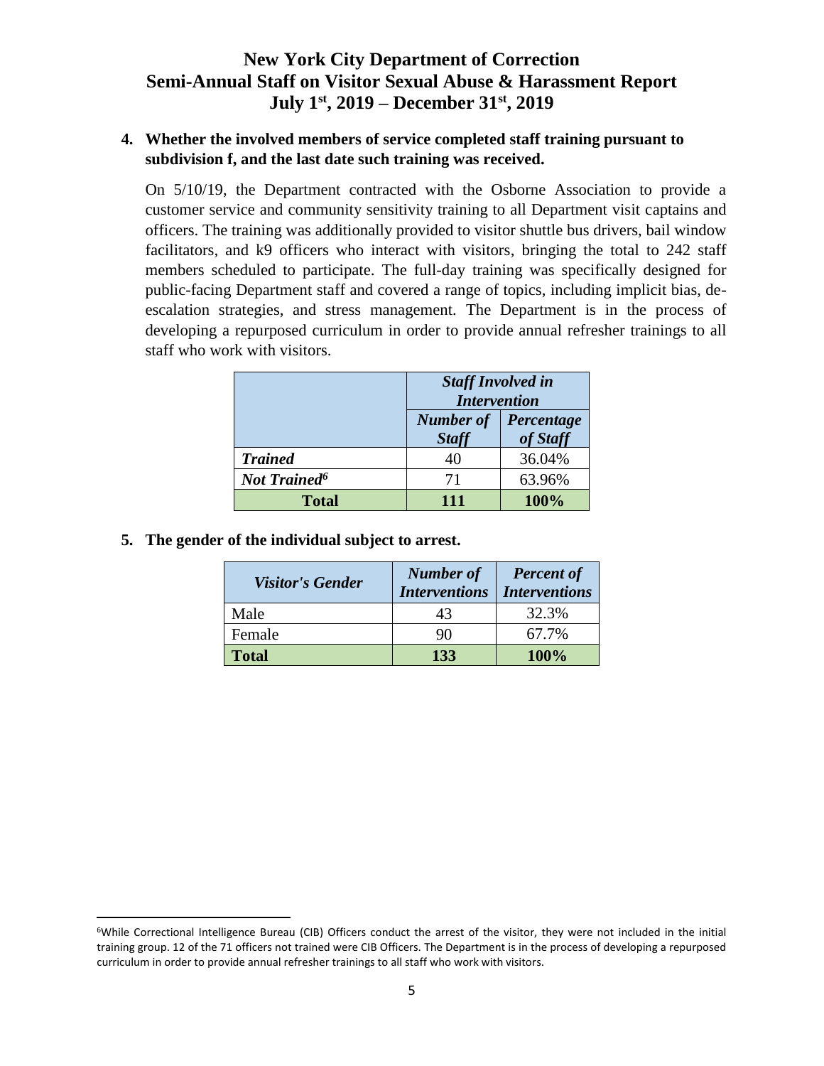# New York City Department of Correction
# Semi-Annual Staff on Visitor Sexual Abuse & Harassment Report
# July 1st, 2019 – December 31st, 2019

**4. Whether the involved members of service completed staff training pursuant to subdivision f, and the last date such training was received.**

On 5/10/19, the Department contracted with the Osborne Association to provide a customer service and community sensitivity training to all Department visit captains and officers. The training was additionally provided to visitor shuttle bus drivers, bail window facilitators, and k9 officers who interact with visitors, bringing the total to 242 staff members scheduled to participate. The full-day training was specifically designed for public-facing Department staff and covered a range of topics, including implicit bias, de-escalation strategies, and stress management. The Department is in the process of developing a repurposed curriculum in order to provide annual refresher trainings to all staff who work with visitors.

| | ***Staff Involved in Intervention*** | |
|---|---|---|
| | ***Number of Staff*** | ***Percentage of Staff*** |
| ***Trained*** | 40 | 36.04% |
| ***Not Trained***[6] | 71 | 63.96% |
| **Total** | **111** | **100%** |

**5. The gender of the individual subject to arrest.**

| ***Visitor's Gender*** | ***Number of Interventions*** | ***Percent of Interventions*** |
|---|---|---|
| Male | 43 | 32.3% |
| Female | 90 | 67.7% |
| **Total** | **133** | **100%** |

[6] While Correctional Intelligence Bureau (CIB) Officers conduct the arrest of the visitor, they were not included in the initial training group. 12 of the 71 officers not trained were CIB Officers. The Department is in the process of developing a repurposed curriculum in order to provide annual refresher trainings to all staff who work with visitors.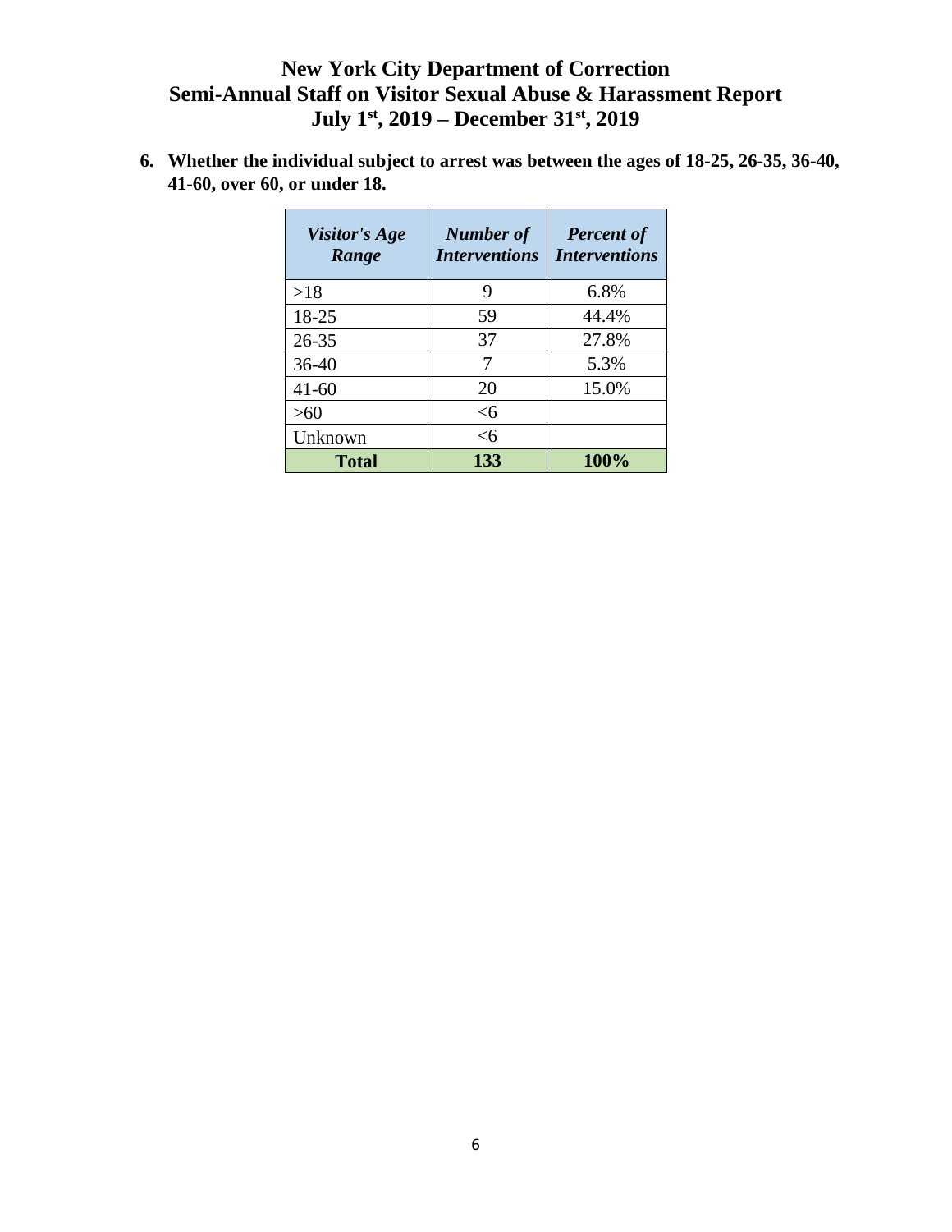# New York City Department of Correction
# Semi-Annual Staff on Visitor Sexual Abuse & Harassment Report
# July 1st, 2019 – December 31st, 2019

**6. Whether the individual subject to arrest was between the ages of 18-25, 26-35, 36-40, 41-60, over 60, or under 18.**

| *Visitor's Age Range* | *Number of Interventions* | *Percent of Interventions* |
|---|---|---|
| >18 | 9 | 6.8% |
| 18-25 | 59 | 44.4% |
| 26-35 | 37 | 27.8% |
| 36-40 | 7 | 5.3% |
| 41-60 | 20 | 15.0% |
| >60 | <6 | |
| Unknown | <6 | |
| **Total** | **133** | **100%** |